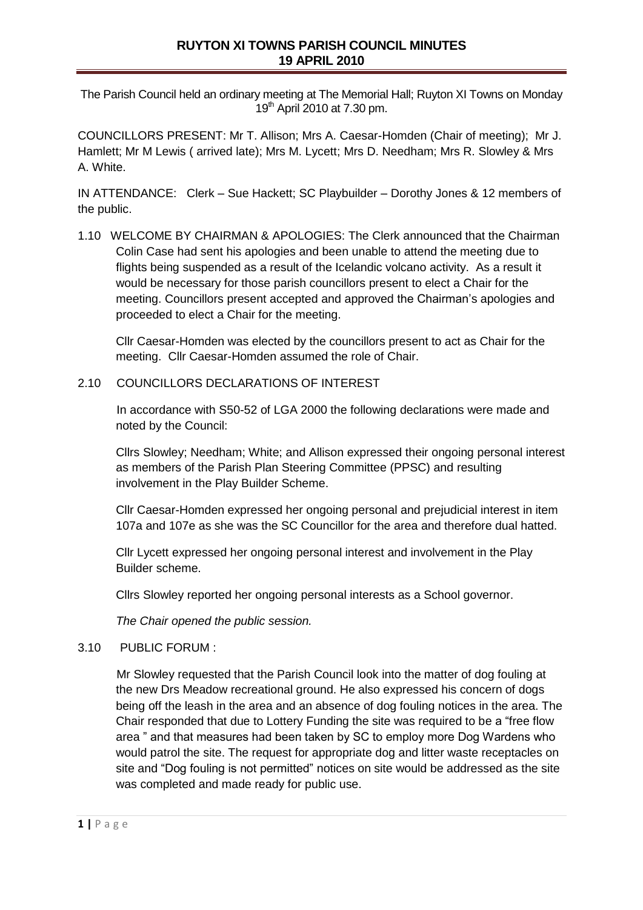# RUYTON XI TOWNS PARISH COUNCIL MINUTES
## 19 APRIL 2010

The Parish Council held an ordinary meeting at The Memorial Hall; Ruyton XI Towns on Monday 19th April 2010 at 7.30 pm.

COUNCILLORS PRESENT: Mr T. Allison; Mrs A. Caesar-Homden (Chair of meeting); Mr J. Hamlett; Mr M Lewis ( arrived late); Mrs M. Lycett; Mrs D. Needham; Mrs R. Slowley & Mrs A. White.

IN ATTENDANCE: Clerk – Sue Hackett; SC Playbuilder – Dorothy Jones & 12 members of the public.

1.10 WELCOME BY CHAIRMAN & APOLOGIES: The Clerk announced that the Chairman Colin Case had sent his apologies and been unable to attend the meeting due to flights being suspended as a result of the Icelandic volcano activity. As a result it would be necessary for those parish councillors present to elect a Chair for the meeting. Councillors present accepted and approved the Chairman's apologies and proceeded to elect a Chair for the meeting.

Cllr Caesar-Homden was elected by the councillors present to act as Chair for the meeting. Cllr Caesar-Homden assumed the role of Chair.

2.10 COUNCILLORS DECLARATIONS OF INTEREST

In accordance with S50-52 of LGA 2000 the following declarations were made and noted by the Council:

Cllrs Slowley; Needham; White; and Allison expressed their ongoing personal interest as members of the Parish Plan Steering Committee (PPSC) and resulting involvement in the Play Builder Scheme.

Cllr Caesar-Homden expressed her ongoing personal and prejudicial interest in item 107a and 107e as she was the SC Councillor for the area and therefore dual hatted.

Cllr Lycett expressed her ongoing personal interest and involvement in the Play Builder scheme.

Cllrs Slowley reported her ongoing personal interests as a School governor.

*The Chair opened the public session.*

3.10 PUBLIC FORUM :

Mr Slowley requested that the Parish Council look into the matter of dog fouling at the new Drs Meadow recreational ground. He also expressed his concern of dogs being off the leash in the area and an absence of dog fouling notices in the area. The Chair responded that due to Lottery Funding the site was required to be a "free flow area " and that measures had been taken by SC to employ more Dog Wardens who would patrol the site. The request for appropriate dog and litter waste receptacles on site and "Dog fouling is not permitted" notices on site would be addressed as the site was completed and made ready for public use.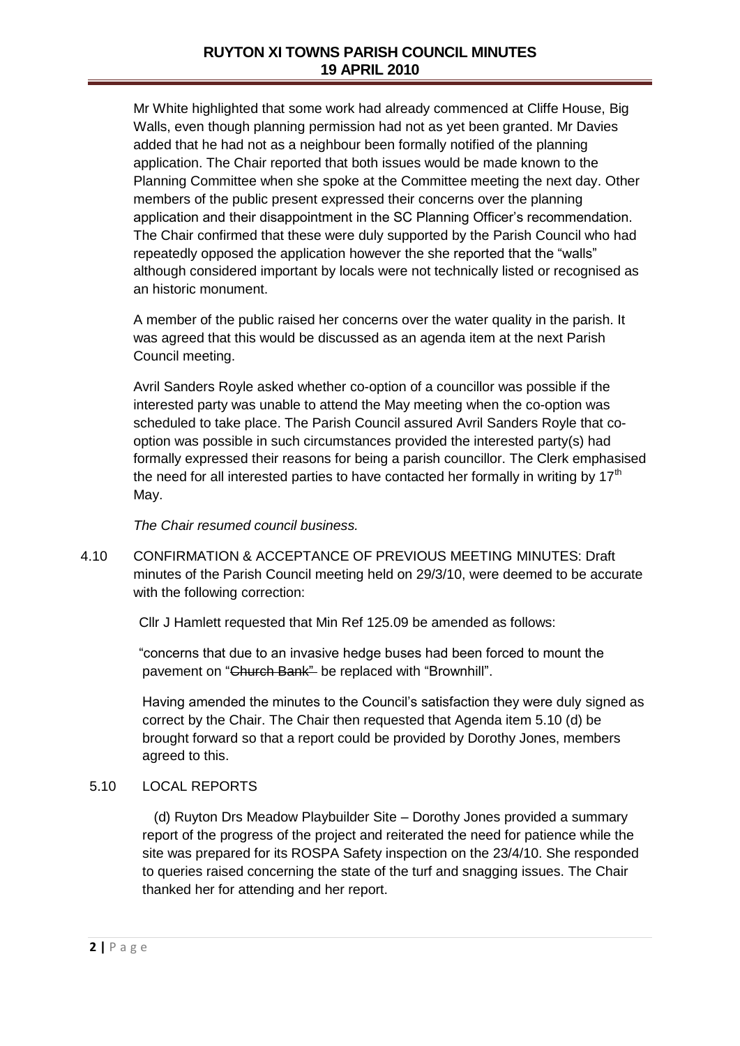Mr White highlighted that some work had already commenced at Cliffe House, Big Walls, even though planning permission had not as yet been granted. Mr Davies added that he had not as a neighbour been formally notified of the planning application. The Chair reported that both issues would be made known to the Planning Committee when she spoke at the Committee meeting the next day. Other members of the public present expressed their concerns over the planning application and their disappointment in the SC Planning Officer's recommendation. The Chair confirmed that these were duly supported by the Parish Council who had repeatedly opposed the application however the she reported that the "walls" although considered important by locals were not technically listed or recognised as an historic monument.

A member of the public raised her concerns over the water quality in the parish. It was agreed that this would be discussed as an agenda item at the next Parish Council meeting.

Avril Sanders Royle asked whether co-option of a councillor was possible if the interested party was unable to attend the May meeting when the co-option was scheduled to take place. The Parish Council assured Avril Sanders Royle that co-option was possible in such circumstances provided the interested party(s) had formally expressed their reasons for being a parish councillor. The Clerk emphasised the need for all interested parties to have contacted her formally in writing by 17th May.

*The Chair resumed council business.*

4.10 CONFIRMATION & ACCEPTANCE OF PREVIOUS MEETING MINUTES: Draft minutes of the Parish Council meeting held on 29/3/10, were deemed to be accurate with the following correction:

Cllr J Hamlett requested that Min Ref 125.09 be amended as follows:

"concerns that due to an invasive hedge buses had been forced to mount the pavement on "~~Church Bank"~~ be replaced with "Brownhill".

Having amended the minutes to the Council's satisfaction they were duly signed as correct by the Chair. The Chair then requested that Agenda item 5.10 (d) be brought forward so that a report could be provided by Dorothy Jones, members agreed to this.

5.10 LOCAL REPORTS

(d) Ruyton Drs Meadow Playbuilder Site – Dorothy Jones provided a summary report of the progress of the project and reiterated the need for patience while the site was prepared for its ROSPA Safety inspection on the 23/4/10. She responded to queries raised concerning the state of the turf and snagging issues. The Chair thanked her for attending and her report.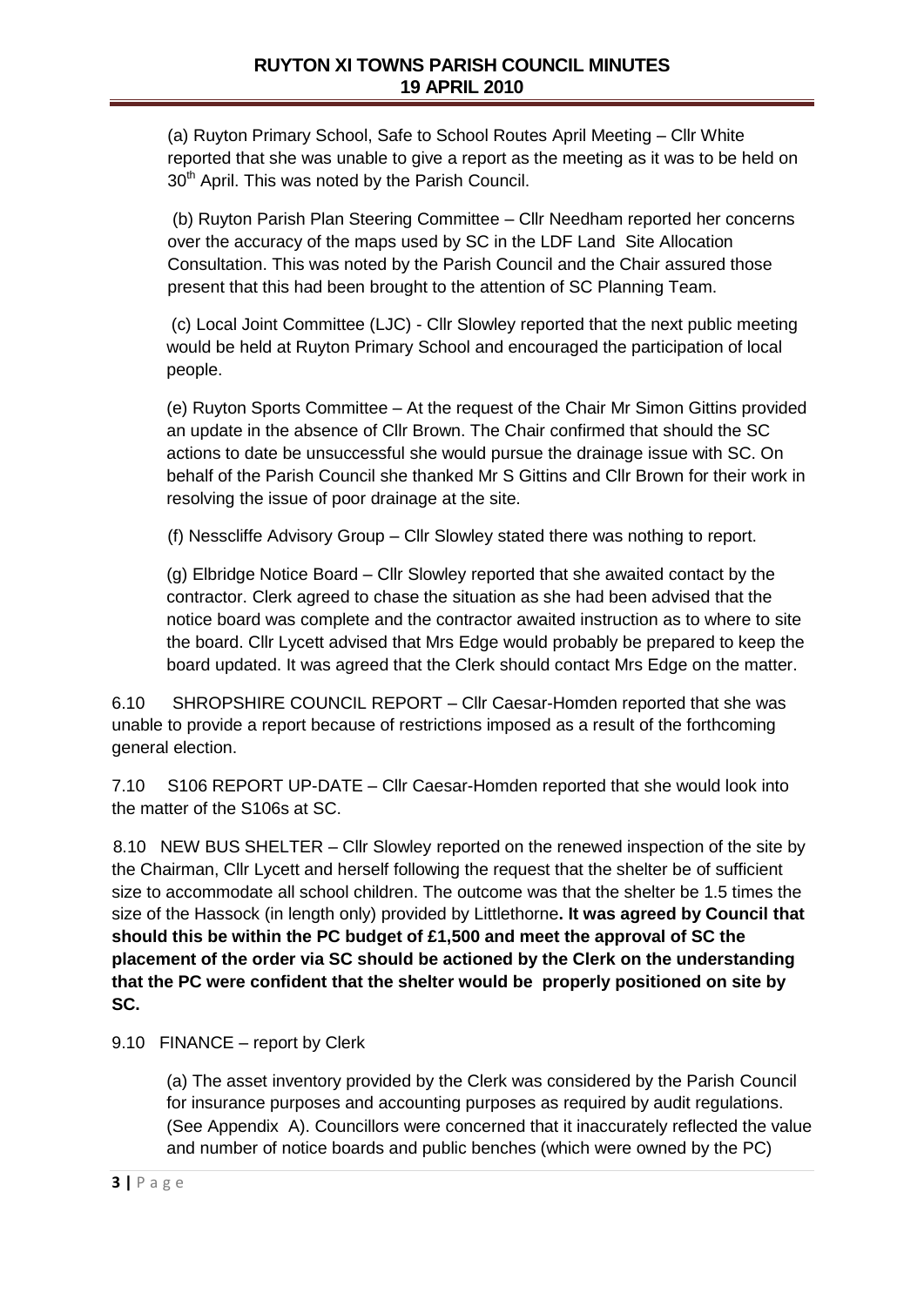(a) Ruyton Primary School, Safe to School Routes April Meeting – Cllr White reported that she was unable to give a report as the meeting as it was to be held on 30th April. This was noted by the Parish Council.

(b) Ruyton Parish Plan Steering Committee – Cllr Needham reported her concerns over the accuracy of the maps used by SC in the LDF Land Site Allocation Consultation. This was noted by the Parish Council and the Chair assured those present that this had been brought to the attention of SC Planning Team.

(c) Local Joint Committee (LJC) - Cllr Slowley reported that the next public meeting would be held at Ruyton Primary School and encouraged the participation of local people.

(e) Ruyton Sports Committee – At the request of the Chair Mr Simon Gittins provided an update in the absence of Cllr Brown. The Chair confirmed that should the SC actions to date be unsuccessful she would pursue the drainage issue with SC. On behalf of the Parish Council she thanked Mr S Gittins and Cllr Brown for their work in resolving the issue of poor drainage at the site.

(f) Nesscliffe Advisory Group – Cllr Slowley stated there was nothing to report.

(g) Elbridge Notice Board – Cllr Slowley reported that she awaited contact by the contractor. Clerk agreed to chase the situation as she had been advised that the notice board was complete and the contractor awaited instruction as to where to site the board. Cllr Lycett advised that Mrs Edge would probably be prepared to keep the board updated. It was agreed that the Clerk should contact Mrs Edge on the matter.

6.10 SHROPSHIRE COUNCIL REPORT – Cllr Caesar-Homden reported that she was unable to provide a report because of restrictions imposed as a result of the forthcoming general election.

7.10 S106 REPORT UP-DATE – Cllr Caesar-Homden reported that she would look into the matter of the S106s at SC.

8.10 NEW BUS SHELTER – Cllr Slowley reported on the renewed inspection of the site by the Chairman, Cllr Lycett and herself following the request that the shelter be of sufficient size to accommodate all school children. The outcome was that the shelter be 1.5 times the size of the Hassock (in length only) provided by Littlethorne**. It was agreed by Council that should this be within the PC budget of £1,500 and meet the approval of SC the placement of the order via SC should be actioned by the Clerk on the understanding that the PC were confident that the shelter would be properly positioned on site by SC.**

9.10 FINANCE – report by Clerk

(a) The asset inventory provided by the Clerk was considered by the Parish Council for insurance purposes and accounting purposes as required by audit regulations. (See Appendix A). Councillors were concerned that it inaccurately reflected the value and number of notice boards and public benches (which were owned by the PC)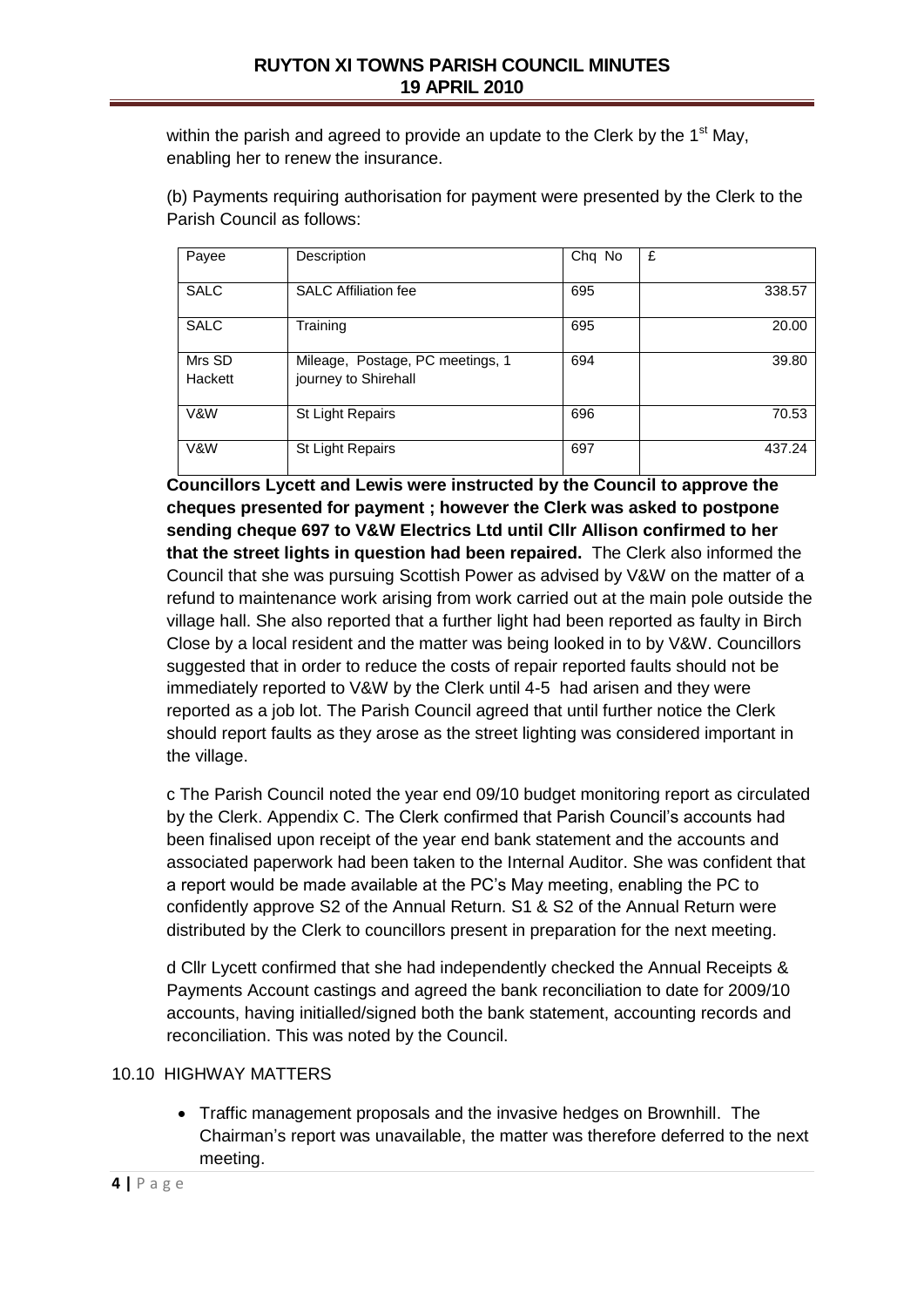within the parish and agreed to provide an update to the Clerk by the 1st May, enabling her to renew the insurance.

(b) Payments requiring authorisation for payment were presented by the Clerk to the Parish Council as follows:

| Payee | Description | Chq No | £ |
|---|---|---|---|
| SALC | SALC Affiliation fee | 695 | 338.57 |
| SALC | Training | 695 | 20.00 |
| Mrs SD Hackett | Mileage, Postage, PC meetings, 1 journey to Shirehall | 694 | 39.80 |
| V&W | St Light Repairs | 696 | 70.53 |
| V&W | St Light Repairs | 697 | 437.24 |

**Councillors Lycett and Lewis were instructed by the Council to approve the cheques presented for payment ; however the Clerk was asked to postpone sending cheque 697 to V&W Electrics Ltd until Cllr Allison confirmed to her that the street lights in question had been repaired.** The Clerk also informed the Council that she was pursuing Scottish Power as advised by V&W on the matter of a refund to maintenance work arising from work carried out at the main pole outside the village hall. She also reported that a further light had been reported as faulty in Birch Close by a local resident and the matter was being looked in to by V&W. Councillors suggested that in order to reduce the costs of repair reported faults should not be immediately reported to V&W by the Clerk until 4-5 had arisen and they were reported as a job lot. The Parish Council agreed that until further notice the Clerk should report faults as they arose as the street lighting was considered important in the village.

c The Parish Council noted the year end 09/10 budget monitoring report as circulated by the Clerk. Appendix C. The Clerk confirmed that Parish Council's accounts had been finalised upon receipt of the year end bank statement and the accounts and associated paperwork had been taken to the Internal Auditor. She was confident that a report would be made available at the PC's May meeting, enabling the PC to confidently approve S2 of the Annual Return. S1 & S2 of the Annual Return were distributed by the Clerk to councillors present in preparation for the next meeting.

d Cllr Lycett confirmed that she had independently checked the Annual Receipts & Payments Account castings and agreed the bank reconciliation to date for 2009/10 accounts, having initialled/signed both the bank statement, accounting records and reconciliation. This was noted by the Council.

10.10 HIGHWAY MATTERS

- Traffic management proposals and the invasive hedges on Brownhill. The Chairman's report was unavailable, the matter was therefore deferred to the next meeting.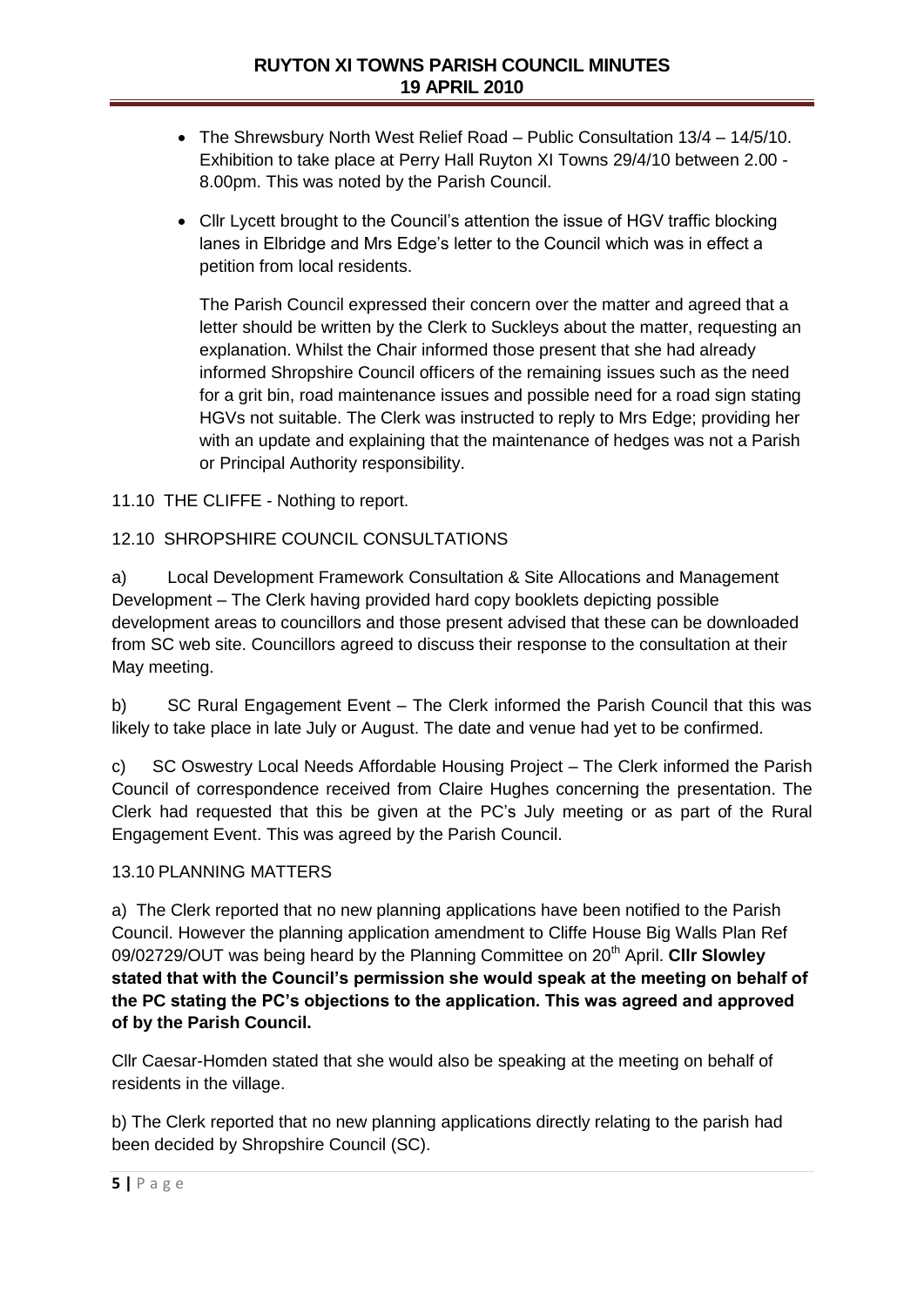- The Shrewsbury North West Relief Road – Public Consultation 13/4 – 14/5/10. Exhibition to take place at Perry Hall Ruyton XI Towns 29/4/10 between 2.00 - 8.00pm. This was noted by the Parish Council.
- Cllr Lycett brought to the Council's attention the issue of HGV traffic blocking lanes in Elbridge and Mrs Edge's letter to the Council which was in effect a petition from local residents.

  The Parish Council expressed their concern over the matter and agreed that a letter should be written by the Clerk to Suckleys about the matter, requesting an explanation. Whilst the Chair informed those present that she had already informed Shropshire Council officers of the remaining issues such as the need for a grit bin, road maintenance issues and possible need for a road sign stating HGVs not suitable. The Clerk was instructed to reply to Mrs Edge; providing her with an update and explaining that the maintenance of hedges was not a Parish or Principal Authority responsibility.

11.10 THE CLIFFE - Nothing to report.

12.10 SHROPSHIRE COUNCIL CONSULTATIONS

a) Local Development Framework Consultation & Site Allocations and Management Development – The Clerk having provided hard copy booklets depicting possible development areas to councillors and those present advised that these can be downloaded from SC web site. Councillors agreed to discuss their response to the consultation at their May meeting.

b) SC Rural Engagement Event – The Clerk informed the Parish Council that this was likely to take place in late July or August. The date and venue had yet to be confirmed.

c) SC Oswestry Local Needs Affordable Housing Project – The Clerk informed the Parish Council of correspondence received from Claire Hughes concerning the presentation. The Clerk had requested that this be given at the PC's July meeting or as part of the Rural Engagement Event. This was agreed by the Parish Council.

13.10 PLANNING MATTERS

a) The Clerk reported that no new planning applications have been notified to the Parish Council. However the planning application amendment to Cliffe House Big Walls Plan Ref 09/02729/OUT was being heard by the Planning Committee on 20th April. **Cllr Slowley stated that with the Council's permission she would speak at the meeting on behalf of the PC stating the PC's objections to the application. This was agreed and approved of by the Parish Council.**

Cllr Caesar-Homden stated that she would also be speaking at the meeting on behalf of residents in the village.

b) The Clerk reported that no new planning applications directly relating to the parish had been decided by Shropshire Council (SC).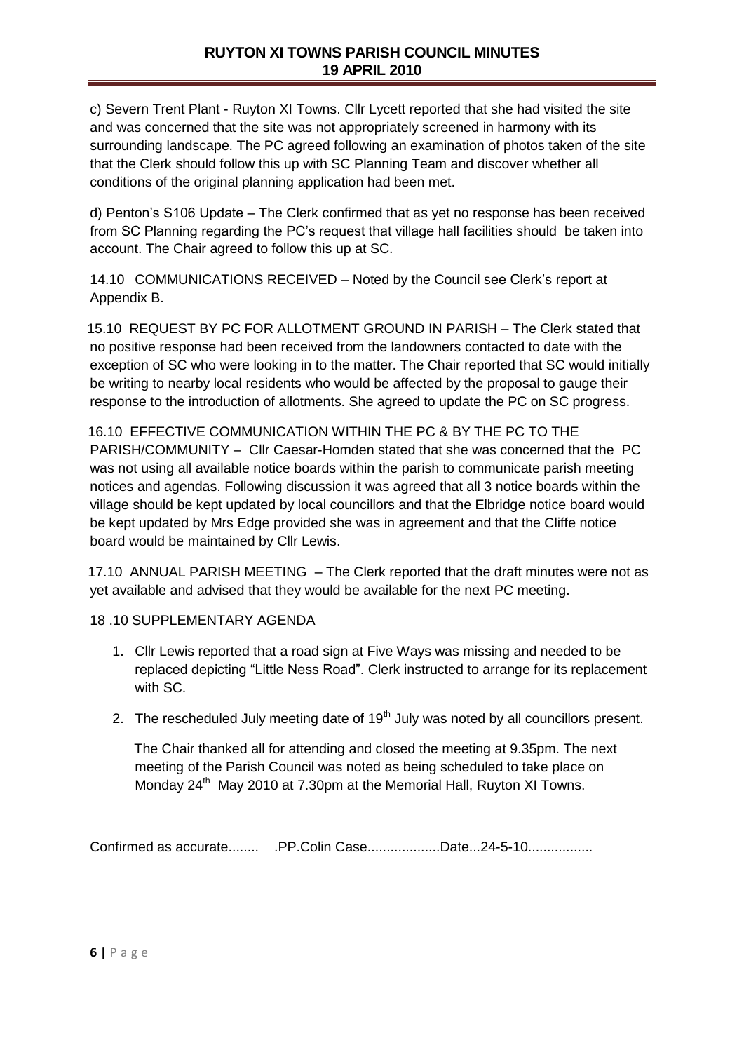c) Severn Trent Plant - Ruyton XI Towns. Cllr Lycett reported that she had visited the site and was concerned that the site was not appropriately screened in harmony with its surrounding landscape. The PC agreed following an examination of photos taken of the site that the Clerk should follow this up with SC Planning Team and discover whether all conditions of the original planning application had been met.

d) Penton's S106 Update – The Clerk confirmed that as yet no response has been received from SC Planning regarding the PC's request that village hall facilities should be taken into account. The Chair agreed to follow this up at SC.

14.10 COMMUNICATIONS RECEIVED – Noted by the Council see Clerk's report at Appendix B.

15.10 REQUEST BY PC FOR ALLOTMENT GROUND IN PARISH – The Clerk stated that no positive response had been received from the landowners contacted to date with the exception of SC who were looking in to the matter. The Chair reported that SC would initially be writing to nearby local residents who would be affected by the proposal to gauge their response to the introduction of allotments. She agreed to update the PC on SC progress.

16.10 EFFECTIVE COMMUNICATION WITHIN THE PC & BY THE PC TO THE PARISH/COMMUNITY – Cllr Caesar-Homden stated that she was concerned that the PC was not using all available notice boards within the parish to communicate parish meeting notices and agendas. Following discussion it was agreed that all 3 notice boards within the village should be kept updated by local councillors and that the Elbridge notice board would be kept updated by Mrs Edge provided she was in agreement and that the Cliffe notice board would be maintained by Cllr Lewis.

17.10 ANNUAL PARISH MEETING – The Clerk reported that the draft minutes were not as yet available and advised that they would be available for the next PC meeting.

18 .10 SUPPLEMENTARY AGENDA

1. Cllr Lewis reported that a road sign at Five Ways was missing and needed to be replaced depicting "Little Ness Road". Clerk instructed to arrange for its replacement with SC.
2. The rescheduled July meeting date of 19th July was noted by all councillors present.

The Chair thanked all for attending and closed the meeting at 9.35pm. The next meeting of the Parish Council was noted as being scheduled to take place on Monday 24th May 2010 at 7.30pm at the Memorial Hall, Ruyton XI Towns.

Confirmed as accurate........ .PP.Colin Case...................Date...24-5-10.................